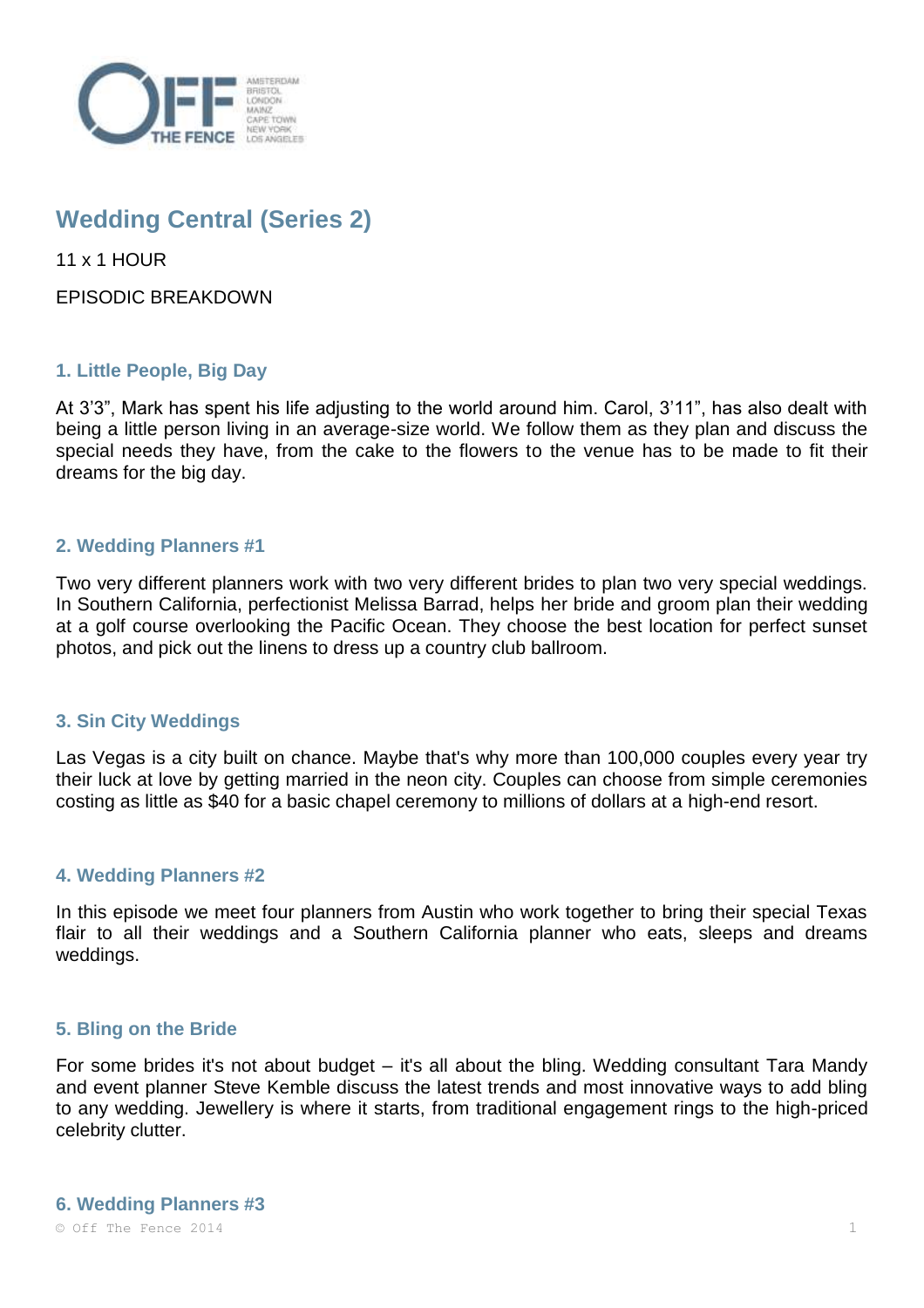OFF THE FENCE

AMSTERDAM
BRISTOL
LONDON
MAINZ
CAPE TOWN
NEW YORK
LOS ANGELES

# Wedding Central (Series 2)

11 x 1 HOUR

EPISODIC BREAKDOWN

### 1. Little People, Big Day

At 3'3", Mark has spent his life adjusting to the world around him. Carol, 3'11", has also dealt with being a little person living in an average-size world. We follow them as they plan and discuss the special needs they have, from the cake to the flowers to the venue has to be made to fit their dreams for the big day.

### 2. Wedding Planners #1

Two very different planners work with two very different brides to plan two very special weddings. In Southern California, perfectionist Melissa Barrad, helps her bride and groom plan their wedding at a golf course overlooking the Pacific Ocean. They choose the best location for perfect sunset photos, and pick out the linens to dress up a country club ballroom.

### 3. Sin City Weddings

Las Vegas is a city built on chance. Maybe that's why more than 100,000 couples every year try their luck at love by getting married in the neon city. Couples can choose from simple ceremonies costing as little as $40 for a basic chapel ceremony to millions of dollars at a high-end resort.

### 4. Wedding Planners #2

In this episode we meet four planners from Austin who work together to bring their special Texas flair to all their weddings and a Southern California planner who eats, sleeps and dreams weddings.

### 5. Bling on the Bride

For some brides it's not about budget – it's all about the bling. Wedding consultant Tara Mandy and event planner Steve Kemble discuss the latest trends and most innovative ways to add bling to any wedding. Jewellery is where it starts, from traditional engagement rings to the high-priced celebrity clutter.

### 6. Wedding Planners #3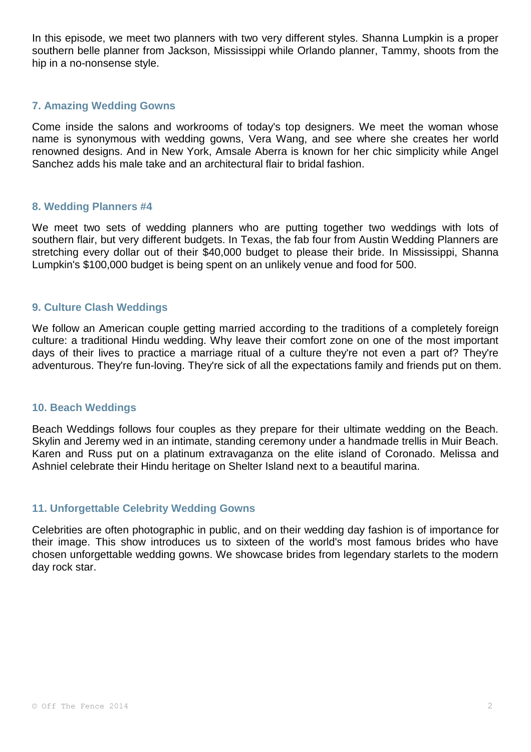In this episode, we meet two planners with two very different styles. Shanna Lumpkin is a proper southern belle planner from Jackson, Mississippi while Orlando planner, Tammy, shoots from the hip in a no-nonsense style.

### 7. Amazing Wedding Gowns

Come inside the salons and workrooms of today's top designers. We meet the woman whose name is synonymous with wedding gowns, Vera Wang, and see where she creates her world renowned designs. And in New York, Amsale Aberra is known for her chic simplicity while Angel Sanchez adds his male take and an architectural flair to bridal fashion.

### 8. Wedding Planners #4

We meet two sets of wedding planners who are putting together two weddings with lots of southern flair, but very different budgets. In Texas, the fab four from Austin Wedding Planners are stretching every dollar out of their $40,000 budget to please their bride. In Mississippi, Shanna Lumpkin's $100,000 budget is being spent on an unlikely venue and food for 500.

### 9. Culture Clash Weddings

We follow an American couple getting married according to the traditions of a completely foreign culture: a traditional Hindu wedding. Why leave their comfort zone on one of the most important days of their lives to practice a marriage ritual of a culture they're not even a part of? They're adventurous. They're fun-loving. They're sick of all the expectations family and friends put on them.

### 10. Beach Weddings

Beach Weddings follows four couples as they prepare for their ultimate wedding on the Beach. Skylin and Jeremy wed in an intimate, standing ceremony under a handmade trellis in Muir Beach. Karen and Russ put on a platinum extravaganza on the elite island of Coronado. Melissa and Ashniel celebrate their Hindu heritage on Shelter Island next to a beautiful marina.

### 11. Unforgettable Celebrity Wedding Gowns

Celebrities are often photographic in public, and on their wedding day fashion is of importance for their image. This show introduces us to sixteen of the world's most famous brides who have chosen unforgettable wedding gowns. We showcase brides from legendary starlets to the modern day rock star.

© Off The Fence 2014